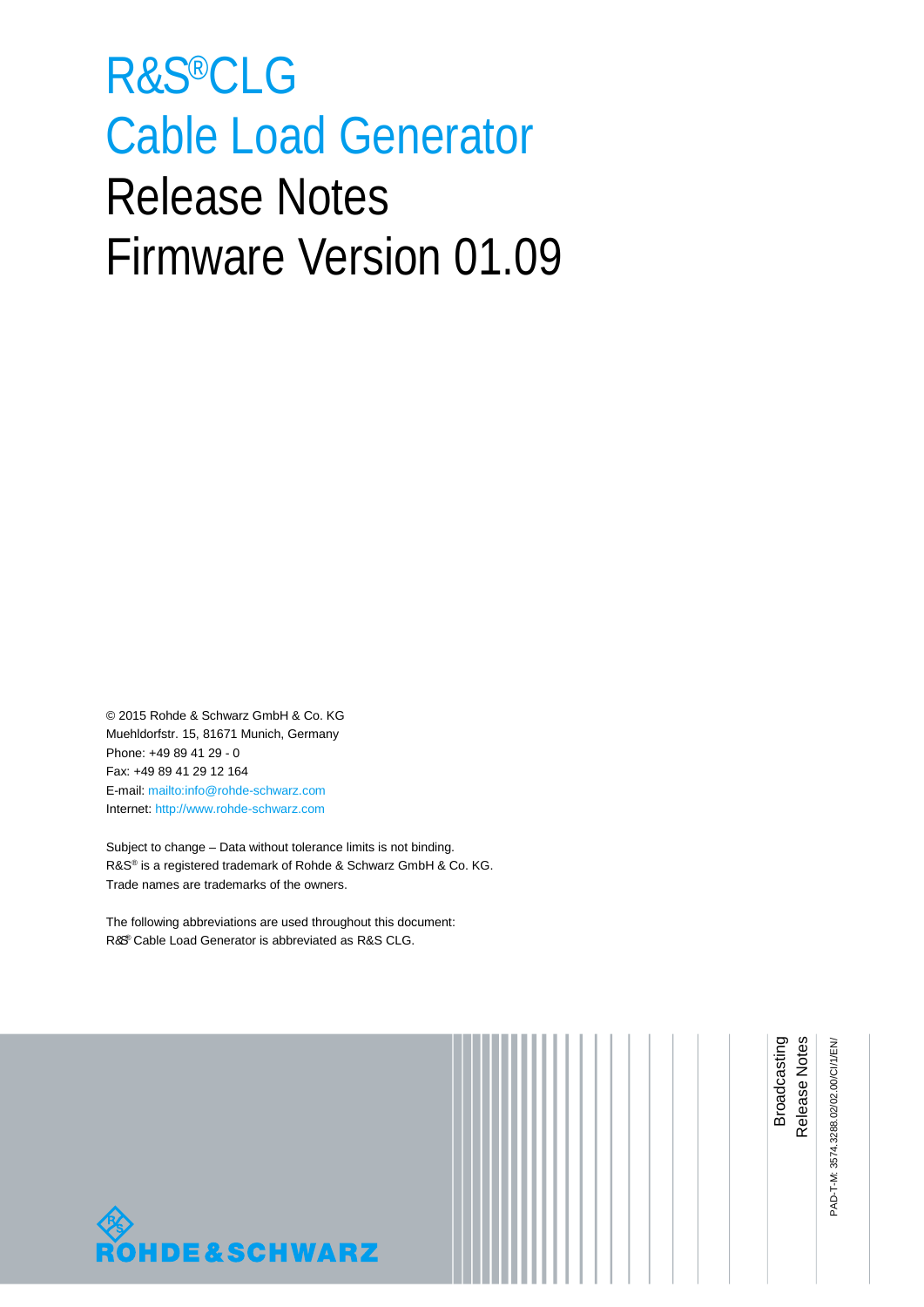# R&S®CLG Cable Load Generator Release Notes Firmware Version 01.09

© 2015 Rohde & Schwarz GmbH & Co. KG
Muehldorfstr. 15, 81671 Munich, Germany
Phone: +49 89 41 29 - 0
Fax: +49 89 41 29 12 164
E-mail: mailto:info@rohde-schwarz.com
Internet: http://www.rohde-schwarz.com

Subject to change – Data without tolerance limits is not binding.
R&S® is a registered trademark of Rohde & Schwarz GmbH & Co. KG.
Trade names are trademarks of the owners.

The following abbreviations are used throughout this document:
R&S® Cable Load Generator is abbreviated as R&S CLG.

Broadcasting
Release Notes

PAD-T-M: 3574.3288.02/02.00/CI/1/EN/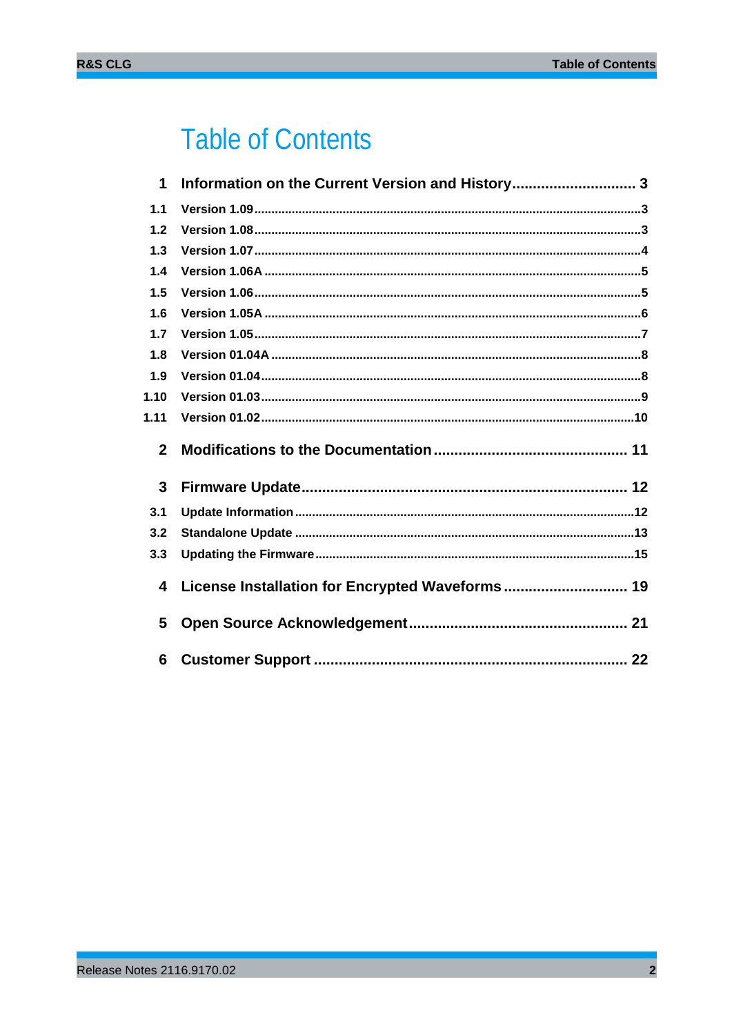# Table of Contents

| | | |
|---|---|---|
| **1** | **Information on the Current Version and History** | **3** |
| 1.1 | Version 1.09 | 3 |
| 1.2 | Version 1.08 | 3 |
| 1.3 | Version 1.07 | 4 |
| 1.4 | Version 1.06A | 5 |
| 1.5 | Version 1.06 | 5 |
| 1.6 | Version 1.05A | 6 |
| 1.7 | Version 1.05 | 7 |
| 1.8 | Version 01.04A | 8 |
| 1.9 | Version 01.04 | 8 |
| 1.10 | Version 01.03 | 9 |
| 1.11 | Version 01.02 | 10 |
| **2** | **Modifications to the Documentation** | **11** |
| **3** | **Firmware Update** | **12** |
| 3.1 | Update Information | 12 |
| 3.2 | Standalone Update | 13 |
| 3.3 | Updating the Firmware | 15 |
| **4** | **License Installation for Encrypted Waveforms** | **19** |
| **5** | **Open Source Acknowledgement** | **21** |
| **6** | **Customer Support** | **22** |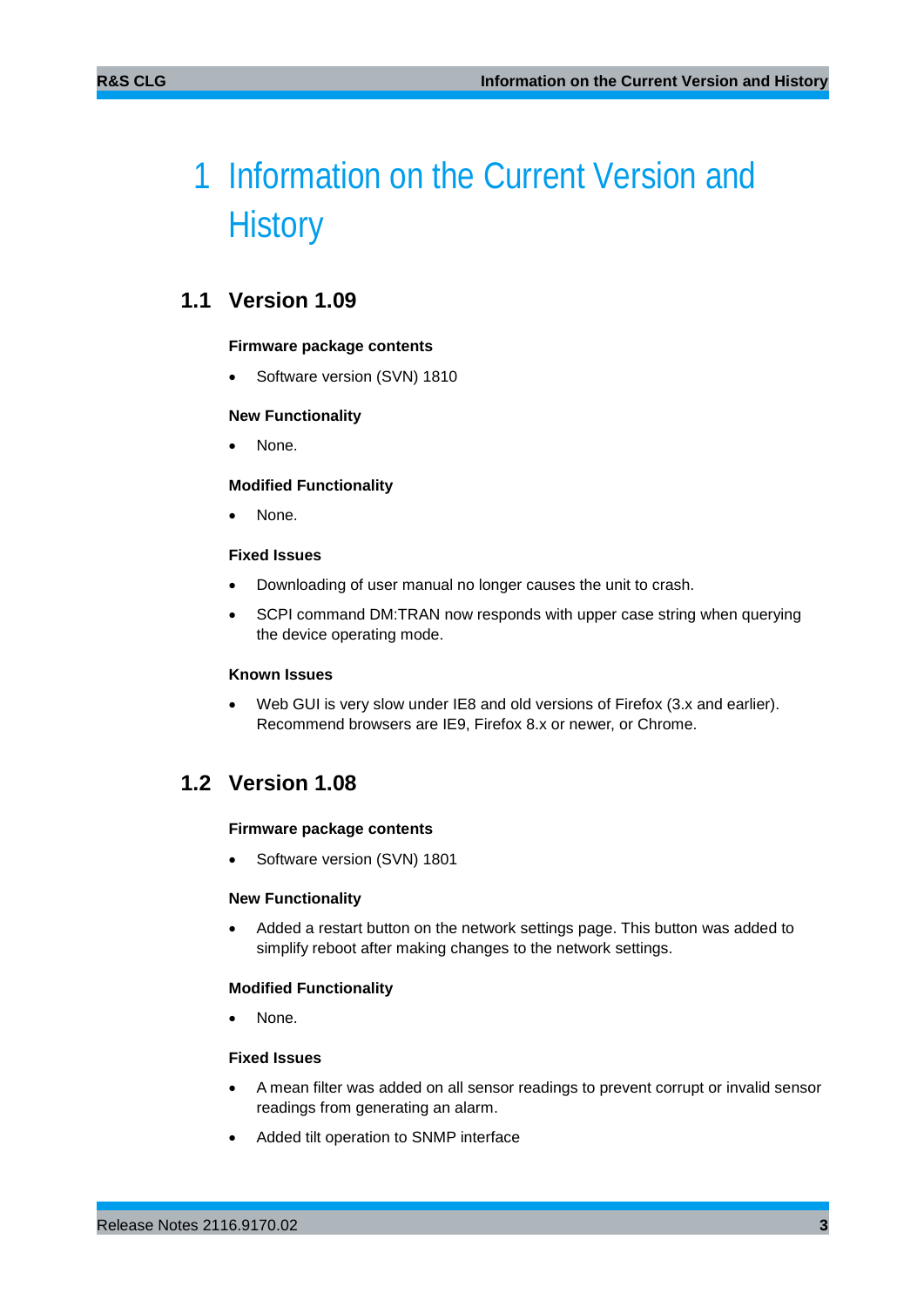# 1 Information on the Current Version and History

## 1.1 Version 1.09

**Firmware package contents**

- Software version (SVN) 1810

**New Functionality**

- None.

**Modified Functionality**

- None.

**Fixed Issues**

- Downloading of user manual no longer causes the unit to crash.
- SCPI command DM:TRAN now responds with upper case string when querying the device operating mode.

**Known Issues**

- Web GUI is very slow under IE8 and old versions of Firefox (3.x and earlier). Recommend browsers are IE9, Firefox 8.x or newer, or Chrome.

## 1.2 Version 1.08

**Firmware package contents**

- Software version (SVN) 1801

**New Functionality**

- Added a restart button on the network settings page. This button was added to simplify reboot after making changes to the network settings.

**Modified Functionality**

- None.

**Fixed Issues**

- A mean filter was added on all sensor readings to prevent corrupt or invalid sensor readings from generating an alarm.
- Added tilt operation to SNMP interface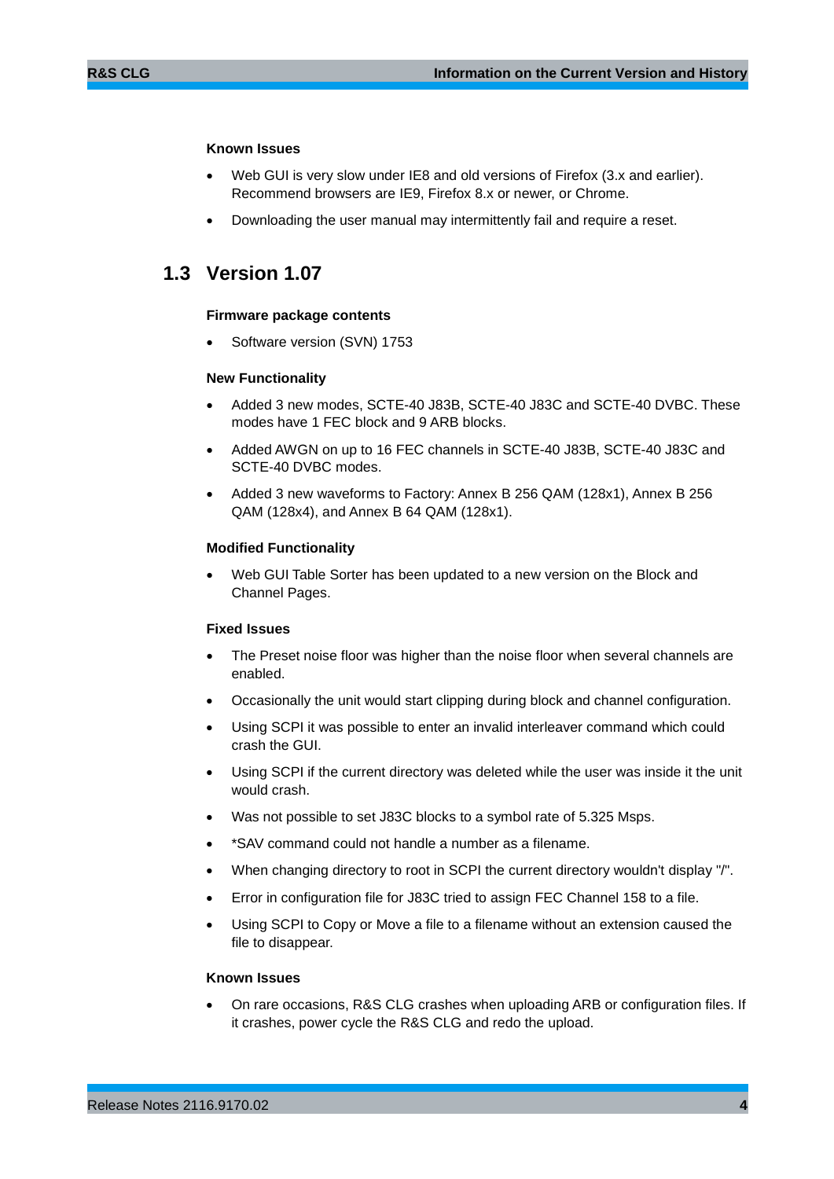#### Known Issues

- Web GUI is very slow under IE8 and old versions of Firefox (3.x and earlier). Recommend browsers are IE9, Firefox 8.x or newer, or Chrome.
- Downloading the user manual may intermittently fail and require a reset.

## 1.3 Version 1.07

#### Firmware package contents

- Software version (SVN) 1753

#### New Functionality

- Added 3 new modes, SCTE-40 J83B, SCTE-40 J83C and SCTE-40 DVBC. These modes have 1 FEC block and 9 ARB blocks.
- Added AWGN on up to 16 FEC channels in SCTE-40 J83B, SCTE-40 J83C and SCTE-40 DVBC modes.
- Added 3 new waveforms to Factory: Annex B 256 QAM (128x1), Annex B 256 QAM (128x4), and Annex B 64 QAM (128x1).

#### Modified Functionality

- Web GUI Table Sorter has been updated to a new version on the Block and Channel Pages.

#### Fixed Issues

- The Preset noise floor was higher than the noise floor when several channels are enabled.
- Occasionally the unit would start clipping during block and channel configuration.
- Using SCPI it was possible to enter an invalid interleaver command which could crash the GUI.
- Using SCPI if the current directory was deleted while the user was inside it the unit would crash.
- Was not possible to set J83C blocks to a symbol rate of 5.325 Msps.
- *SAV command could not handle a number as a filename.
- When changing directory to root in SCPI the current directory wouldn't display "/".
- Error in configuration file for J83C tried to assign FEC Channel 158 to a file.
- Using SCPI to Copy or Move a file to a filename without an extension caused the file to disappear.

#### Known Issues

- On rare occasions, R&S CLG crashes when uploading ARB or configuration files. If it crashes, power cycle the R&S CLG and redo the upload.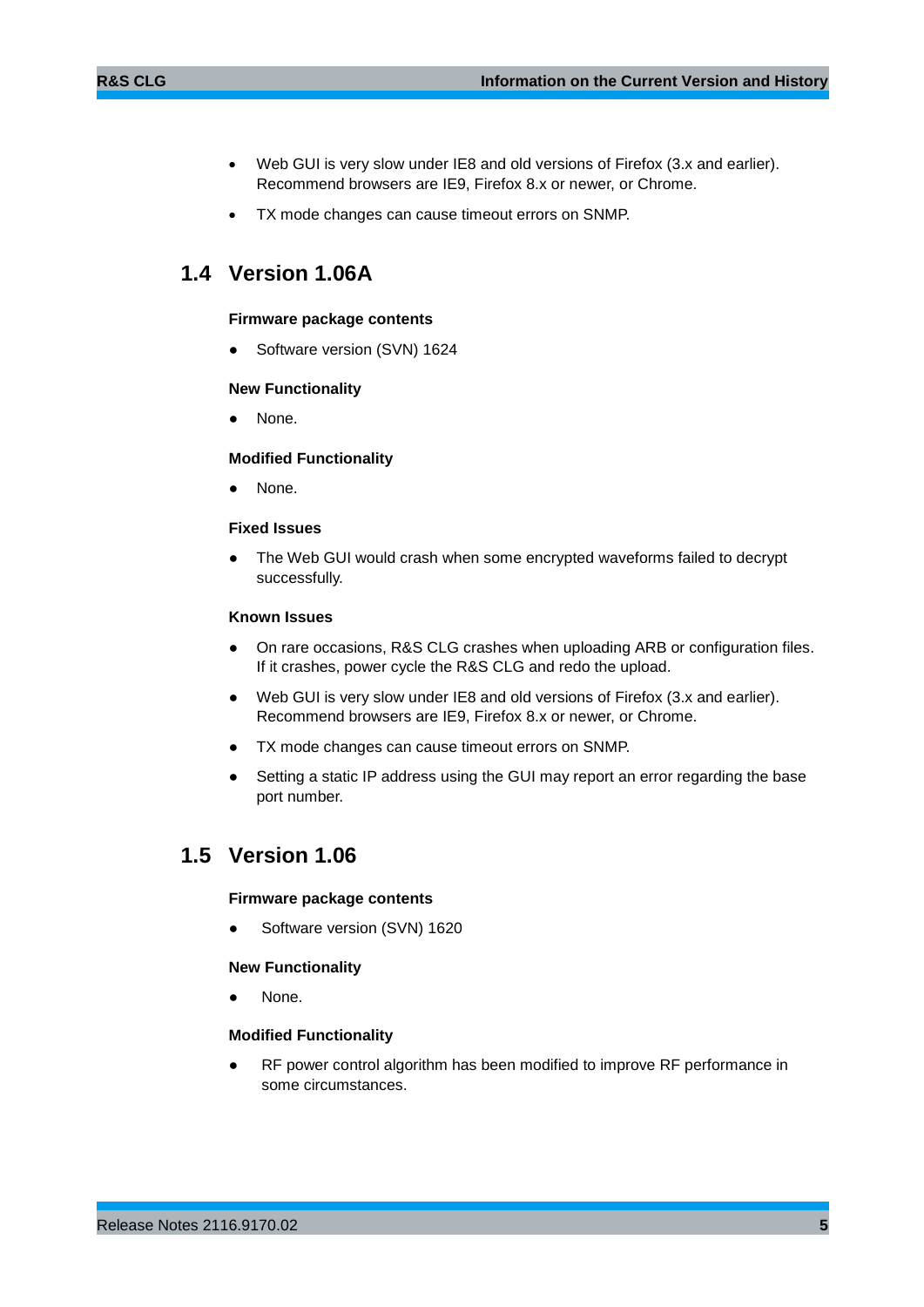- Web GUI is very slow under IE8 and old versions of Firefox (3.x and earlier). Recommend browsers are IE9, Firefox 8.x or newer, or Chrome.
- TX mode changes can cause timeout errors on SNMP.

## 1.4 Version 1.06A

**Firmware package contents**

- Software version (SVN) 1624

**New Functionality**

- None.

**Modified Functionality**

- None.

**Fixed Issues**

- The Web GUI would crash when some encrypted waveforms failed to decrypt successfully.

**Known Issues**

- On rare occasions, R&S CLG crashes when uploading ARB or configuration files. If it crashes, power cycle the R&S CLG and redo the upload.
- Web GUI is very slow under IE8 and old versions of Firefox (3.x and earlier). Recommend browsers are IE9, Firefox 8.x or newer, or Chrome.
- TX mode changes can cause timeout errors on SNMP.
- Setting a static IP address using the GUI may report an error regarding the base port number.

## 1.5 Version 1.06

**Firmware package contents**

- Software version (SVN) 1620

**New Functionality**

- None.

**Modified Functionality**

- RF power control algorithm has been modified to improve RF performance in some circumstances.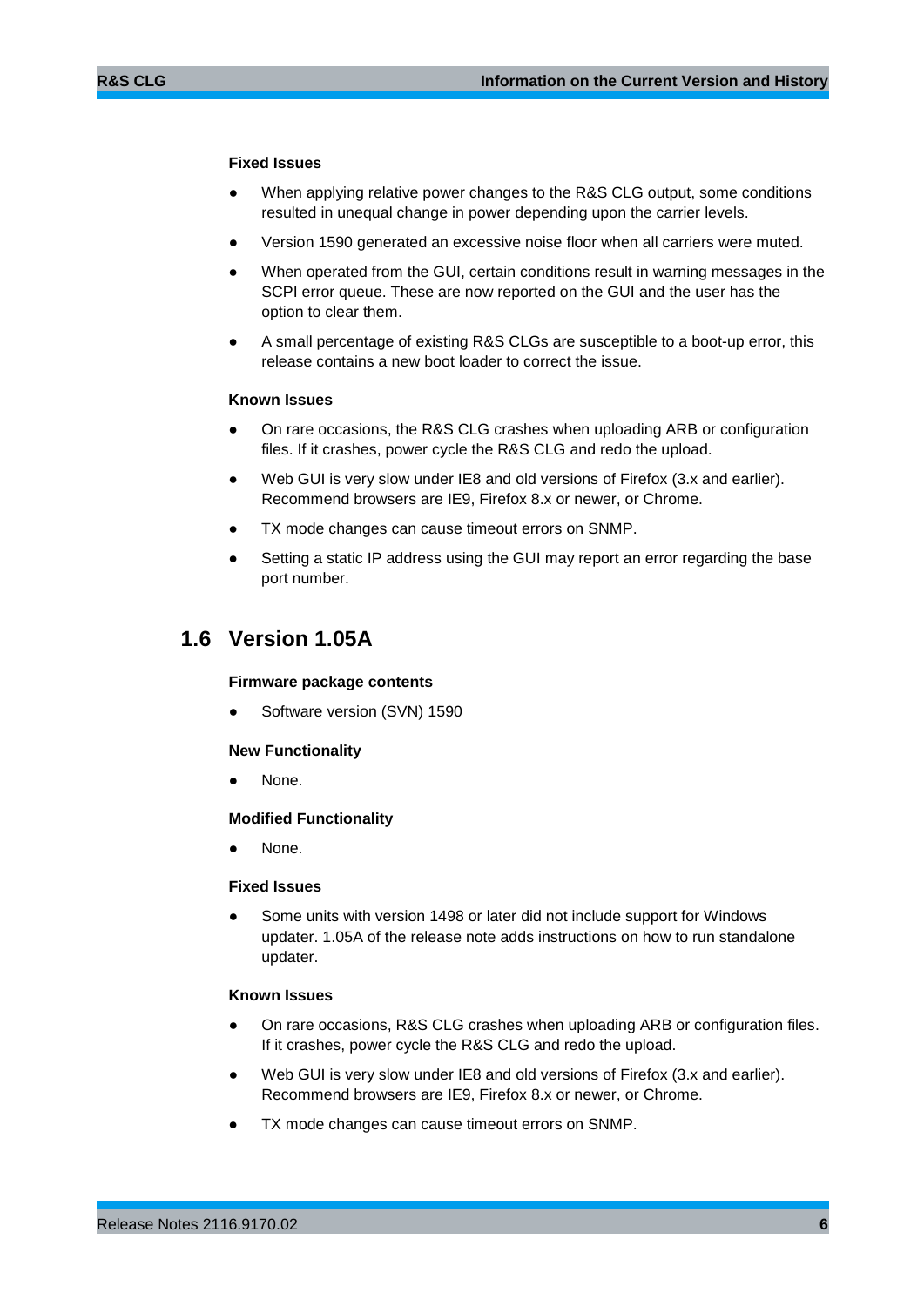#### Fixed Issues

- When applying relative power changes to the R&S CLG output, some conditions resulted in unequal change in power depending upon the carrier levels.
- Version 1590 generated an excessive noise floor when all carriers were muted.
- When operated from the GUI, certain conditions result in warning messages in the SCPI error queue. These are now reported on the GUI and the user has the option to clear them.
- A small percentage of existing R&S CLGs are susceptible to a boot-up error, this release contains a new boot loader to correct the issue.

#### Known Issues

- On rare occasions, the R&S CLG crashes when uploading ARB or configuration files. If it crashes, power cycle the R&S CLG and redo the upload.
- Web GUI is very slow under IE8 and old versions of Firefox (3.x and earlier). Recommend browsers are IE9, Firefox 8.x or newer, or Chrome.
- TX mode changes can cause timeout errors on SNMP.
- Setting a static IP address using the GUI may report an error regarding the base port number.

## 1.6 Version 1.05A

#### Firmware package contents

- Software version (SVN) 1590

#### New Functionality

- None.

#### Modified Functionality

- None.

#### Fixed Issues

- Some units with version 1498 or later did not include support for Windows updater. 1.05A of the release note adds instructions on how to run standalone updater.

#### Known Issues

- On rare occasions, R&S CLG crashes when uploading ARB or configuration files. If it crashes, power cycle the R&S CLG and redo the upload.
- Web GUI is very slow under IE8 and old versions of Firefox (3.x and earlier). Recommend browsers are IE9, Firefox 8.x or newer, or Chrome.
- TX mode changes can cause timeout errors on SNMP.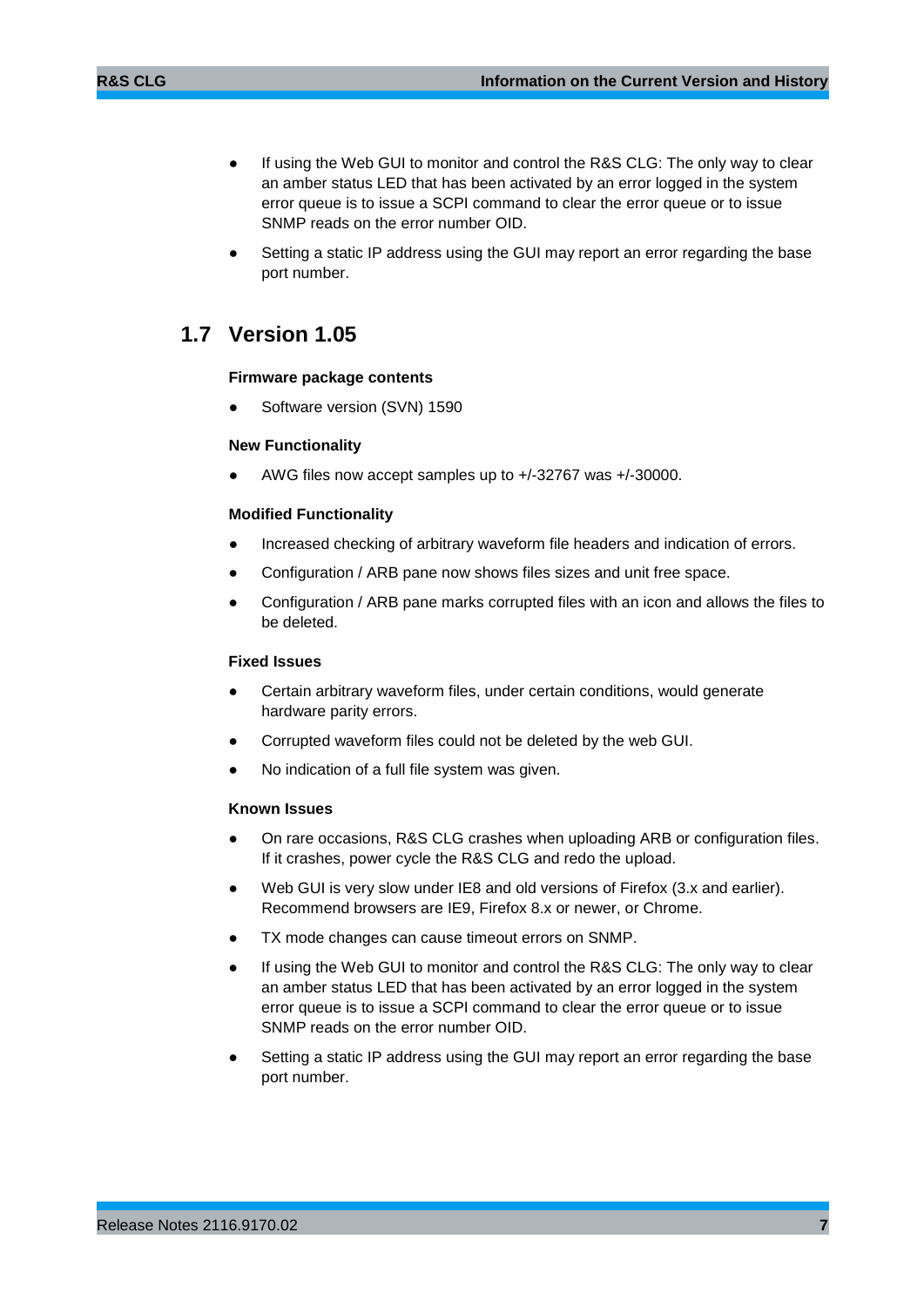- If using the Web GUI to monitor and control the R&S CLG: The only way to clear an amber status LED that has been activated by an error logged in the system error queue is to issue a SCPI command to clear the error queue or to issue SNMP reads on the error number OID.
- Setting a static IP address using the GUI may report an error regarding the base port number.

## 1.7 Version 1.05

#### Firmware package contents

- Software version (SVN) 1590

#### New Functionality

- AWG files now accept samples up to +/-32767 was +/-30000.

#### Modified Functionality

- Increased checking of arbitrary waveform file headers and indication of errors.
- Configuration / ARB pane now shows files sizes and unit free space.
- Configuration / ARB pane marks corrupted files with an icon and allows the files to be deleted.

#### Fixed Issues

- Certain arbitrary waveform files, under certain conditions, would generate hardware parity errors.
- Corrupted waveform files could not be deleted by the web GUI.
- No indication of a full file system was given.

#### Known Issues

- On rare occasions, R&S CLG crashes when uploading ARB or configuration files. If it crashes, power cycle the R&S CLG and redo the upload.
- Web GUI is very slow under IE8 and old versions of Firefox (3.x and earlier). Recommend browsers are IE9, Firefox 8.x or newer, or Chrome.
- TX mode changes can cause timeout errors on SNMP.
- If using the Web GUI to monitor and control the R&S CLG: The only way to clear an amber status LED that has been activated by an error logged in the system error queue is to issue a SCPI command to clear the error queue or to issue SNMP reads on the error number OID.
- Setting a static IP address using the GUI may report an error regarding the base port number.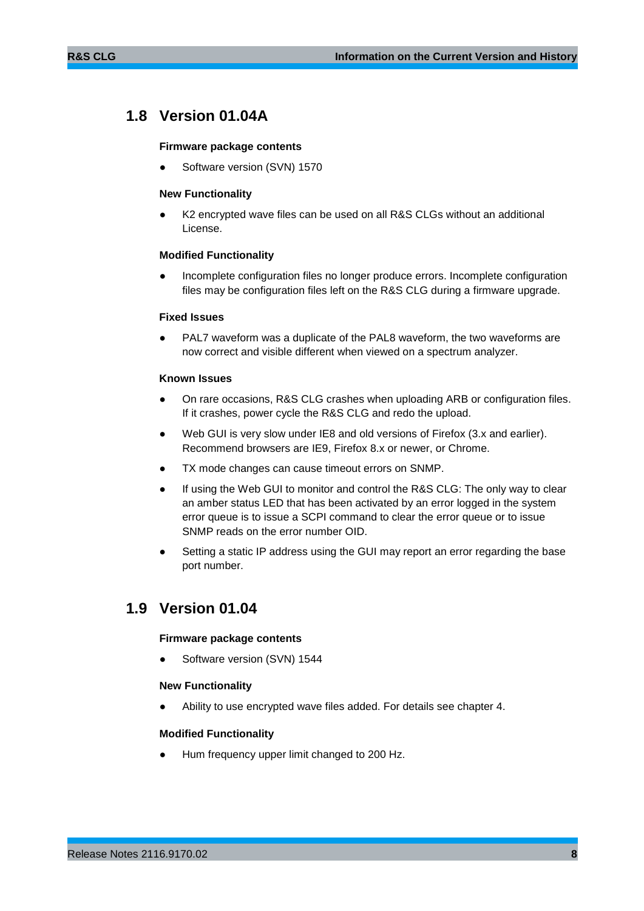## 1.8 Version 01.04A

**Firmware package contents**

- Software version (SVN) 1570

**New Functionality**

- K2 encrypted wave files can be used on all R&S CLGs without an additional License.

**Modified Functionality**

- Incomplete configuration files no longer produce errors. Incomplete configuration files may be configuration files left on the R&S CLG during a firmware upgrade.

**Fixed Issues**

- PAL7 waveform was a duplicate of the PAL8 waveform, the two waveforms are now correct and visible different when viewed on a spectrum analyzer.

**Known Issues**

- On rare occasions, R&S CLG crashes when uploading ARB or configuration files. If it crashes, power cycle the R&S CLG and redo the upload.
- Web GUI is very slow under IE8 and old versions of Firefox (3.x and earlier). Recommend browsers are IE9, Firefox 8.x or newer, or Chrome.
- TX mode changes can cause timeout errors on SNMP.
- If using the Web GUI to monitor and control the R&S CLG: The only way to clear an amber status LED that has been activated by an error logged in the system error queue is to issue a SCPI command to clear the error queue or to issue SNMP reads on the error number OID.
- Setting a static IP address using the GUI may report an error regarding the base port number.

## 1.9 Version 01.04

**Firmware package contents**

- Software version (SVN) 1544

**New Functionality**

- Ability to use encrypted wave files added. For details see chapter 4.

**Modified Functionality**

- Hum frequency upper limit changed to 200 Hz.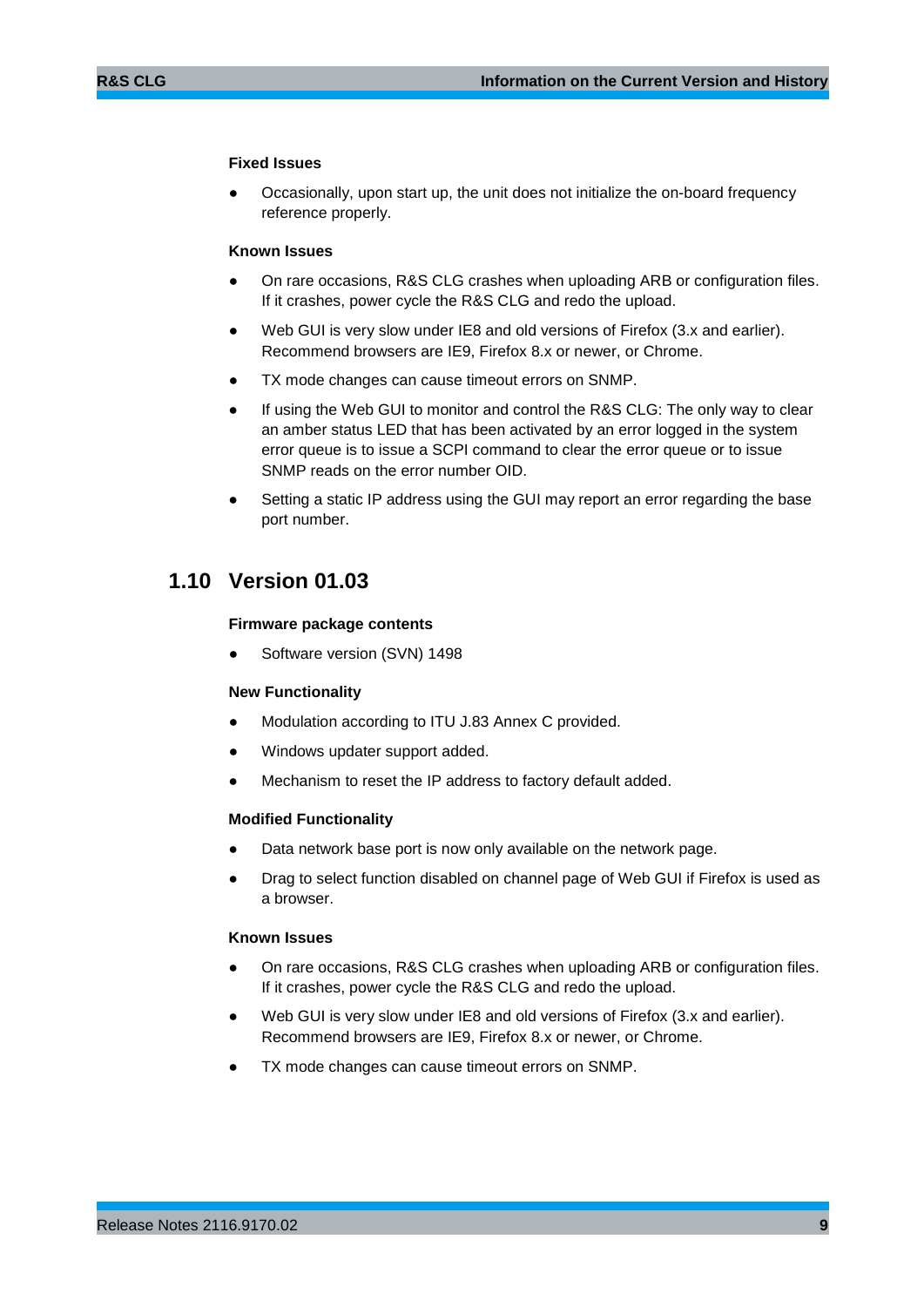#### Fixed Issues

- Occasionally, upon start up, the unit does not initialize the on-board frequency reference properly.

#### Known Issues

- On rare occasions, R&S CLG crashes when uploading ARB or configuration files. If it crashes, power cycle the R&S CLG and redo the upload.
- Web GUI is very slow under IE8 and old versions of Firefox (3.x and earlier). Recommend browsers are IE9, Firefox 8.x or newer, or Chrome.
- TX mode changes can cause timeout errors on SNMP.
- If using the Web GUI to monitor and control the R&S CLG: The only way to clear an amber status LED that has been activated by an error logged in the system error queue is to issue a SCPI command to clear the error queue or to issue SNMP reads on the error number OID.
- Setting a static IP address using the GUI may report an error regarding the base port number.

## 1.10 Version 01.03

#### Firmware package contents

- Software version (SVN) 1498

#### New Functionality

- Modulation according to ITU J.83 Annex C provided.
- Windows updater support added.
- Mechanism to reset the IP address to factory default added.

#### Modified Functionality

- Data network base port is now only available on the network page.
- Drag to select function disabled on channel page of Web GUI if Firefox is used as a browser.

#### Known Issues

- On rare occasions, R&S CLG crashes when uploading ARB or configuration files. If it crashes, power cycle the R&S CLG and redo the upload.
- Web GUI is very slow under IE8 and old versions of Firefox (3.x and earlier). Recommend browsers are IE9, Firefox 8.x or newer, or Chrome.
- TX mode changes can cause timeout errors on SNMP.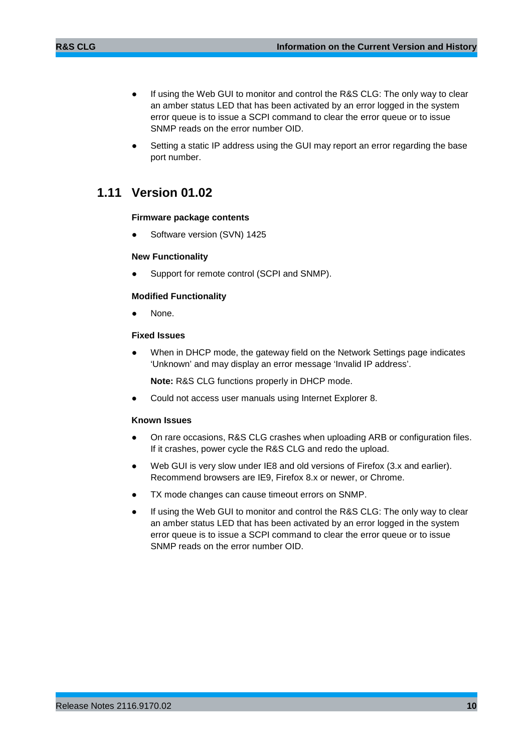- If using the Web GUI to monitor and control the R&S CLG: The only way to clear an amber status LED that has been activated by an error logged in the system error queue is to issue a SCPI command to clear the error queue or to issue SNMP reads on the error number OID.
- Setting a static IP address using the GUI may report an error regarding the base port number.

## 1.11 Version 01.02

**Firmware package contents**

- Software version (SVN) 1425

**New Functionality**

- Support for remote control (SCPI and SNMP).

**Modified Functionality**

- None.

**Fixed Issues**

- When in DHCP mode, the gateway field on the Network Settings page indicates 'Unknown' and may display an error message 'Invalid IP address'.

  **Note:** R&S CLG functions properly in DHCP mode.

- Could not access user manuals using Internet Explorer 8.

**Known Issues**

- On rare occasions, R&S CLG crashes when uploading ARB or configuration files. If it crashes, power cycle the R&S CLG and redo the upload.
- Web GUI is very slow under IE8 and old versions of Firefox (3.x and earlier). Recommend browsers are IE9, Firefox 8.x or newer, or Chrome.
- TX mode changes can cause timeout errors on SNMP.
- If using the Web GUI to monitor and control the R&S CLG: The only way to clear an amber status LED that has been activated by an error logged in the system error queue is to issue a SCPI command to clear the error queue or to issue SNMP reads on the error number OID.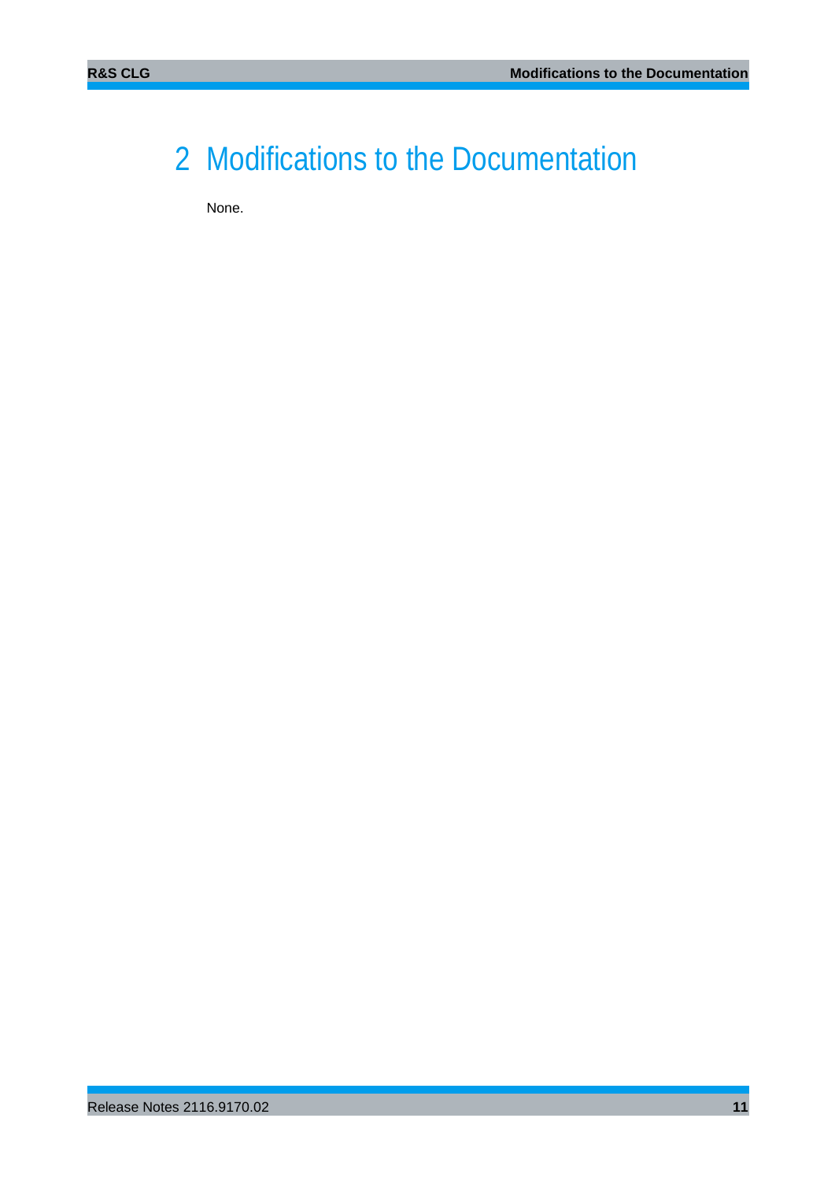# 2 Modifications to the Documentation

None.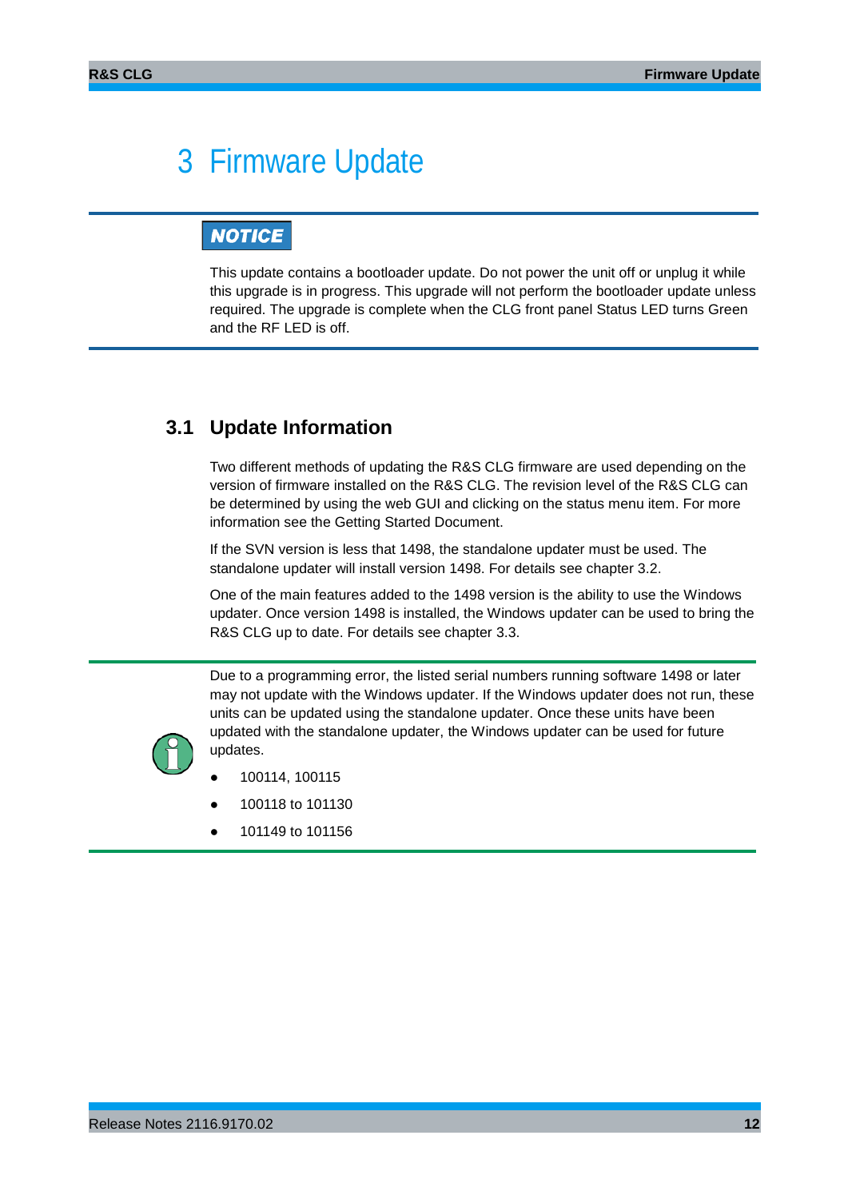# 3 Firmware Update

**NOTICE**

This update contains a bootloader update. Do not power the unit off or unplug it while this upgrade is in progress. This upgrade will not perform the bootloader update unless required. The upgrade is complete when the CLG front panel Status LED turns Green and the RF LED is off.

## 3.1 Update Information

Two different methods of updating the R&S CLG firmware are used depending on the version of firmware installed on the R&S CLG. The revision level of the R&S CLG can be determined by using the web GUI and clicking on the status menu item. For more information see the Getting Started Document.

If the SVN version is less that 1498, the standalone updater must be used. The standalone updater will install version 1498. For details see chapter 3.2.

One of the main features added to the 1498 version is the ability to use the Windows updater. Once version 1498 is installed, the Windows updater can be used to bring the R&S CLG up to date. For details see chapter 3.3.

Due to a programming error, the listed serial numbers running software 1498 or later may not update with the Windows updater. If the Windows updater does not run, these units can be updated using the standalone updater. Once these units have been updated with the standalone updater, the Windows updater can be used for future updates.

- 100114, 100115
- 100118 to 101130
- 101149 to 101156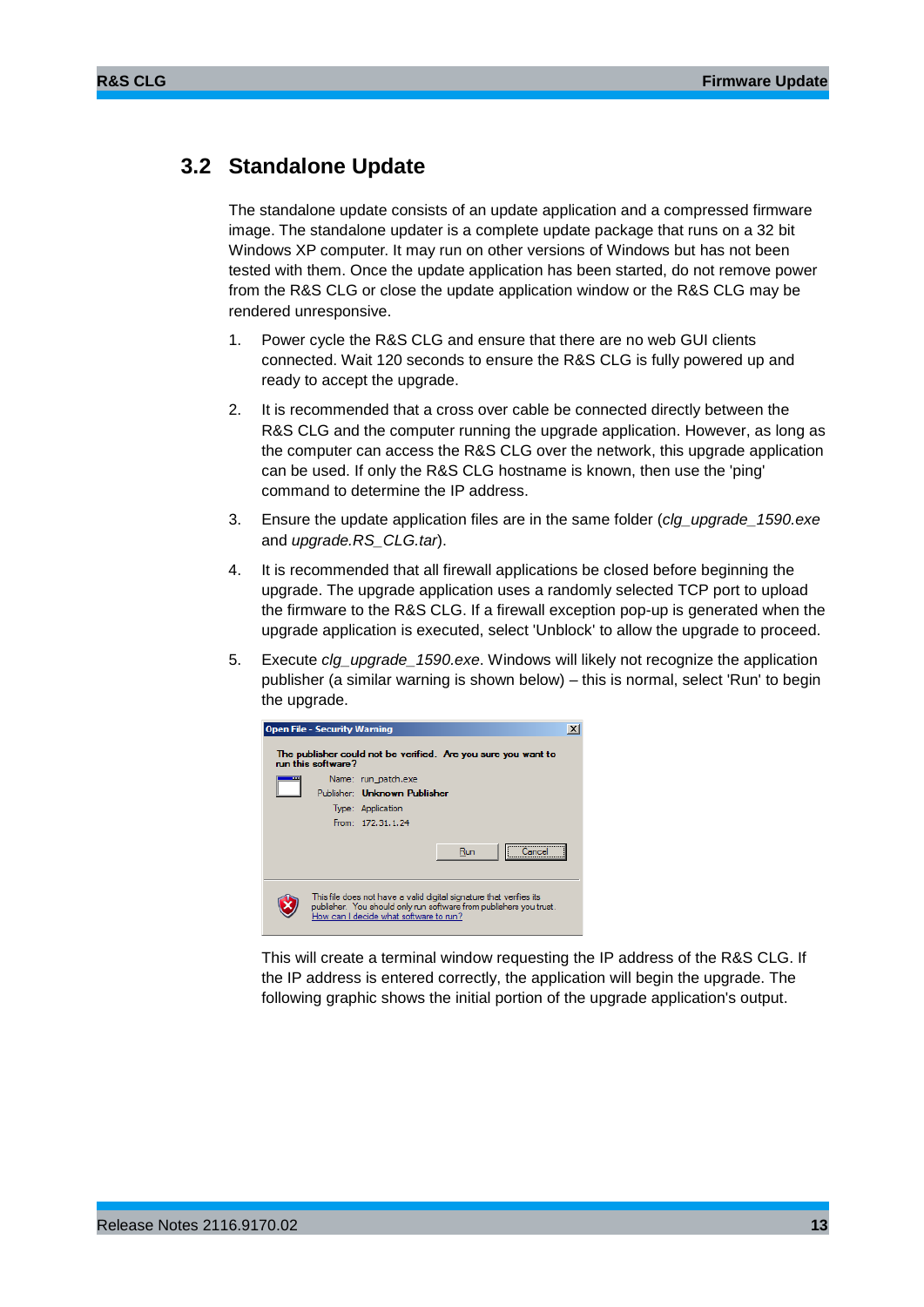## 3.2 Standalone Update

The standalone update consists of an update application and a compressed firmware image. The standalone updater is a complete update package that runs on a 32 bit Windows XP computer. It may run on other versions of Windows but has not been tested with them. Once the update application has been started, do not remove power from the R&S CLG or close the update application window or the R&S CLG may be rendered unresponsive.

1. Power cycle the R&S CLG and ensure that there are no web GUI clients connected. Wait 120 seconds to ensure the R&S CLG is fully powered up and ready to accept the upgrade.

2. It is recommended that a cross over cable be connected directly between the R&S CLG and the computer running the upgrade application. However, as long as the computer can access the R&S CLG over the network, this upgrade application can be used. If only the R&S CLG hostname is known, then use the 'ping' command to determine the IP address.

3. Ensure the update application files are in the same folder (*clg_upgrade_1590.exe* and *upgrade.RS_CLG.tar*).

4. It is recommended that all firewall applications be closed before beginning the upgrade. The upgrade application uses a randomly selected TCP port to upload the firmware to the R&S CLG. If a firewall exception pop-up is generated when the upgrade application is executed, select 'Unblock' to allow the upgrade to proceed.

5. Execute *clg_upgrade_1590.exe*. Windows will likely not recognize the application publisher (a similar warning is shown below) – this is normal, select 'Run' to begin the upgrade.

   This will create a terminal window requesting the IP address of the R&S CLG. If the IP address is entered correctly, the application will begin the upgrade. The following graphic shows the initial portion of the upgrade application's output.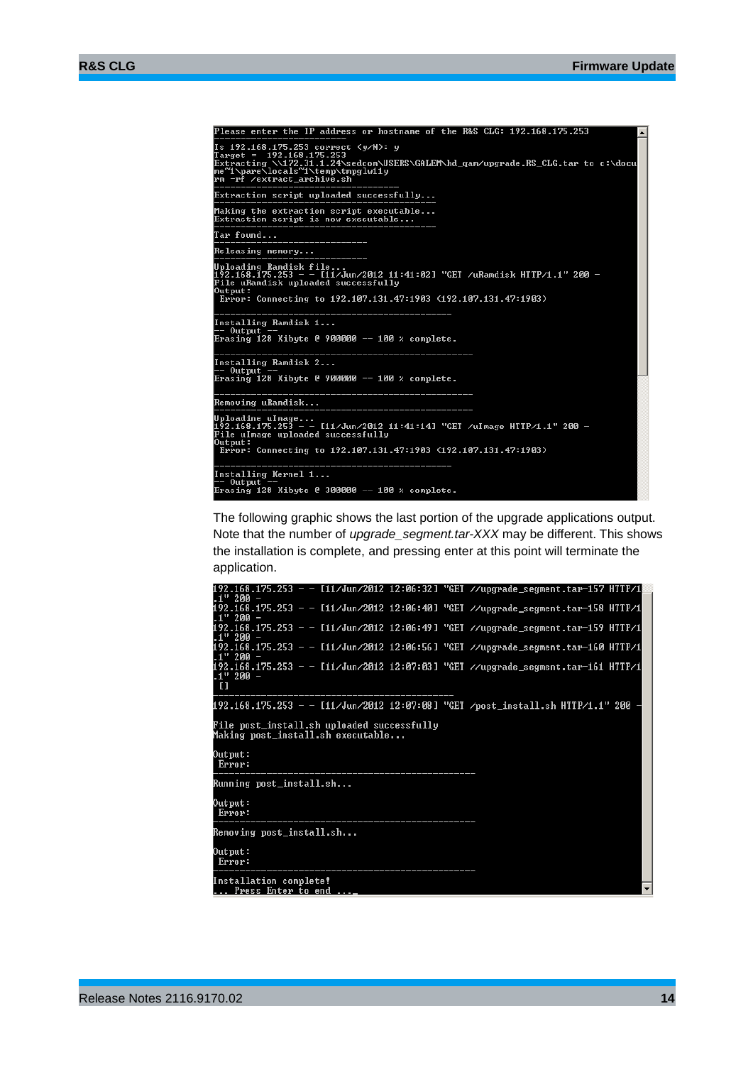```
Please enter the IP address or hostname of the R&S CLG: 192.168.175.253
------------------------------------
Is 192.168.175.253 correct (y/N): y
Target =  192.168.175.253
Extracting \\172.31.1.24\sedcom\USERS\GALEM\hd_qam/upgrade.RS_CLG.tar to c:\docu
me~1\pare\locals~1\temp\tmpglw11y
rm -rf /extract_archive.sh
------------------------------------
Extraction script uploaded successfully...
------------------------------------
Making the extraction script executable...
Extraction script is now executable...
------------------------------------
Tar found...
------------------------------------
Releasing memory...
------------------------------------
Uploading Ramdisk file...
192.168.175.253 - - [11/Jun/2012 11:41:02] "GET /uRamdisk HTTP/1.1" 200 -
File uRamdisk uploaded successfully
Output:
 Error: Connecting to 192.107.131.47:1903 (192.107.131.47:1903)
------------------------------------
Installing Ramdisk 1...
-- Output --
Erasing 128 Kibyte @ 900000 -- 100 % complete.
------------------------------------
Installing Ramdisk 2...
-- Output --
Erasing 128 Kibyte @ 900000 -- 100 % complete.
------------------------------------
Removing uRamdisk...
------------------------------------
Uploading uImage...
192.168.175.253 - - [11/Jun/2012 11:41:14] "GET /uImage HTTP/1.1" 200 -
File uImage uploaded successfully
Output:
 Error: Connecting to 192.107.131.47:1903 (192.107.131.47:1903)
------------------------------------
Installing Kernel 1...
-- Output --
Erasing 128 Kibyte @ 300000 -- 100 % complete.
```

The following graphic shows the last portion of the upgrade applications output. Note that the number of *upgrade_segment.tar-XXX* may be different. This shows the installation is complete, and pressing enter at this point will terminate the application.

```
192.168.175.253 - - [11/Jun/2012 12:06:32] "GET //upgrade_segment.tar-157 HTTP/1
.1" 200 -
192.168.175.253 - - [11/Jun/2012 12:06:40] "GET //upgrade_segment.tar-158 HTTP/1
.1" 200 -
192.168.175.253 - - [11/Jun/2012 12:06:49] "GET //upgrade_segment.tar-159 HTTP/1
.1" 200 -
192.168.175.253 - - [11/Jun/2012 12:06:56] "GET //upgrade_segment.tar-160 HTTP/1
.1" 200 -
192.168.175.253 - - [11/Jun/2012 12:07:03] "GET //upgrade_segment.tar-161 HTTP/1
.1" 200 -
 []
------------------------------------
192.168.175.253 - - [11/Jun/2012 12:07:08] "GET /post_install.sh HTTP/1.1" 200 -

File post_install.sh uploaded successfully
Making post_install.sh executable...

Output:
 Error:
------------------------------------
Running post_install.sh...

Output:
 Error:
------------------------------------
Removing post_install.sh...

Output:
 Error:
------------------------------------
Installation complete!
... Press Enter to end ..._
```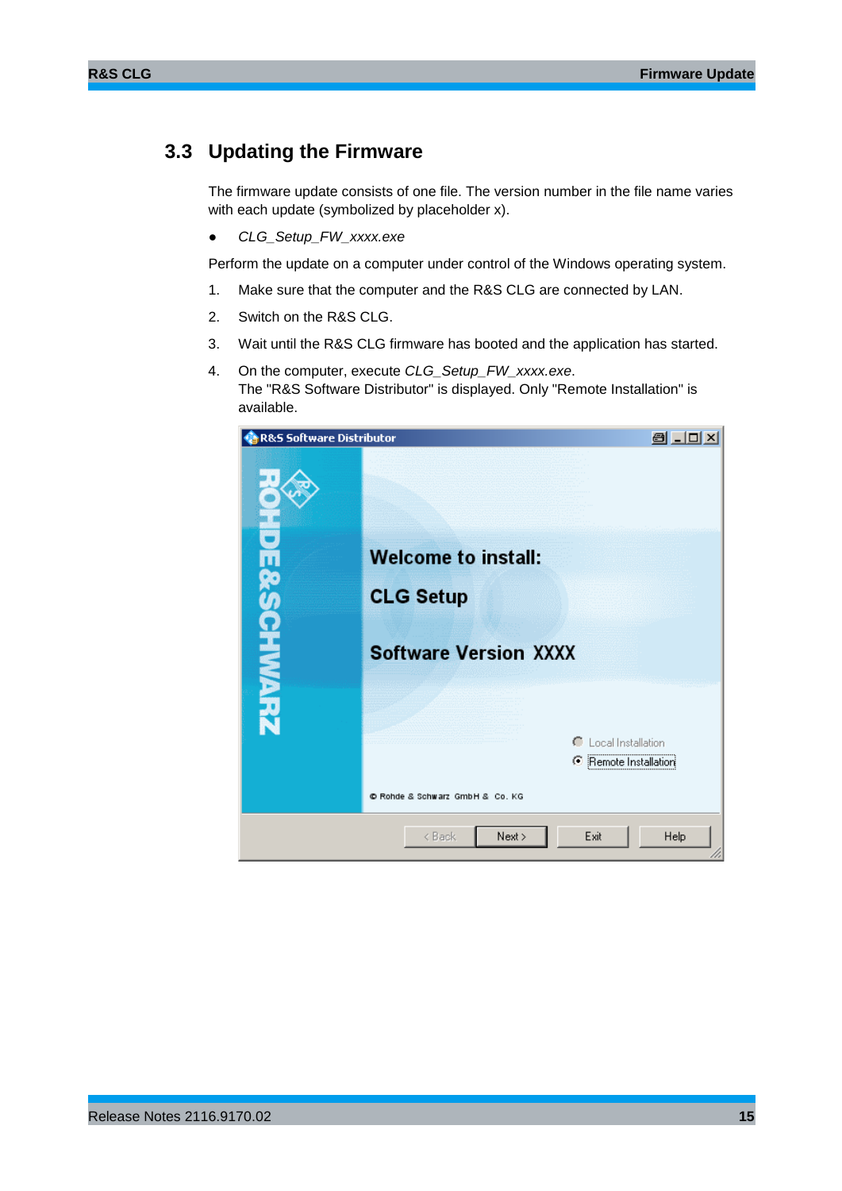## 3.3 Updating the Firmware

The firmware update consists of one file. The version number in the file name varies with each update (symbolized by placeholder x).

- *CLG_Setup_FW_xxxx.exe*

Perform the update on a computer under control of the Windows operating system.

1. Make sure that the computer and the R&S CLG are connected by LAN.
2. Switch on the R&S CLG.
3. Wait until the R&S CLG firmware has booted and the application has started.
4. On the computer, execute *CLG_Setup_FW_xxxx.exe*.
   The "R&S Software Distributor" is displayed. Only "Remote Installation" is available.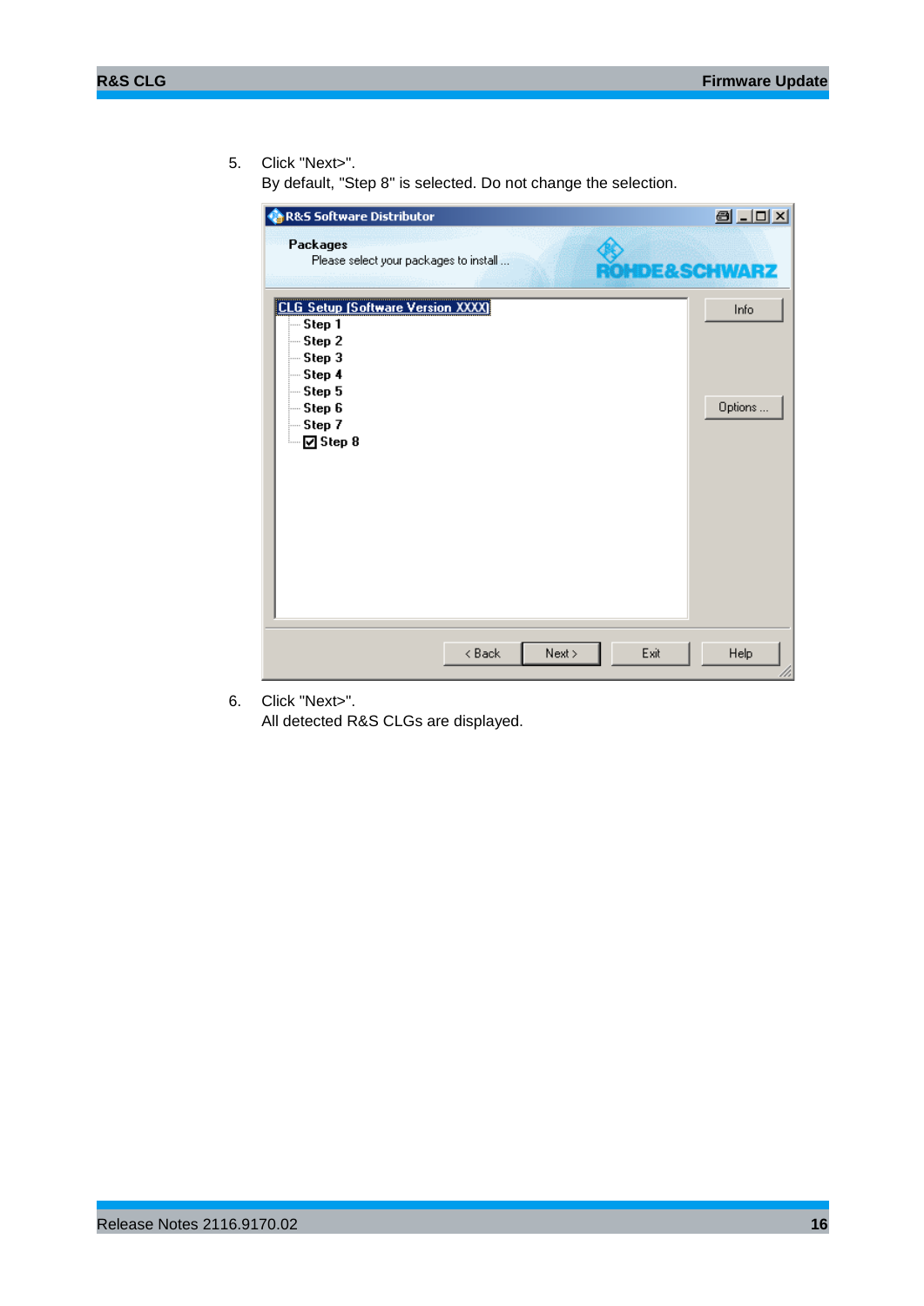5. Click "Next>".
   By default, "Step 8" is selected. Do not change the selection.

6. Click "Next>".
   All detected R&S CLGs are displayed.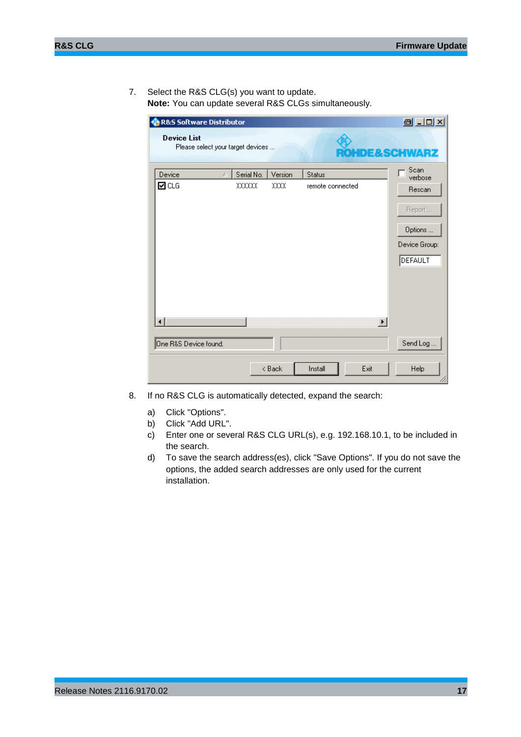7. Select the R&S CLG(s) you want to update.
   **Note:** You can update several R&S CLGs simultaneously.

8. If no R&S CLG is automatically detected, expand the search:
   a) Click "Options".
   b) Click "Add URL".
   c) Enter one or several R&S CLG URL(s), e.g. 192.168.10.1, to be included in the search.
   d) To save the search address(es), click "Save Options". If you do not save the options, the added search addresses are only used for the current installation.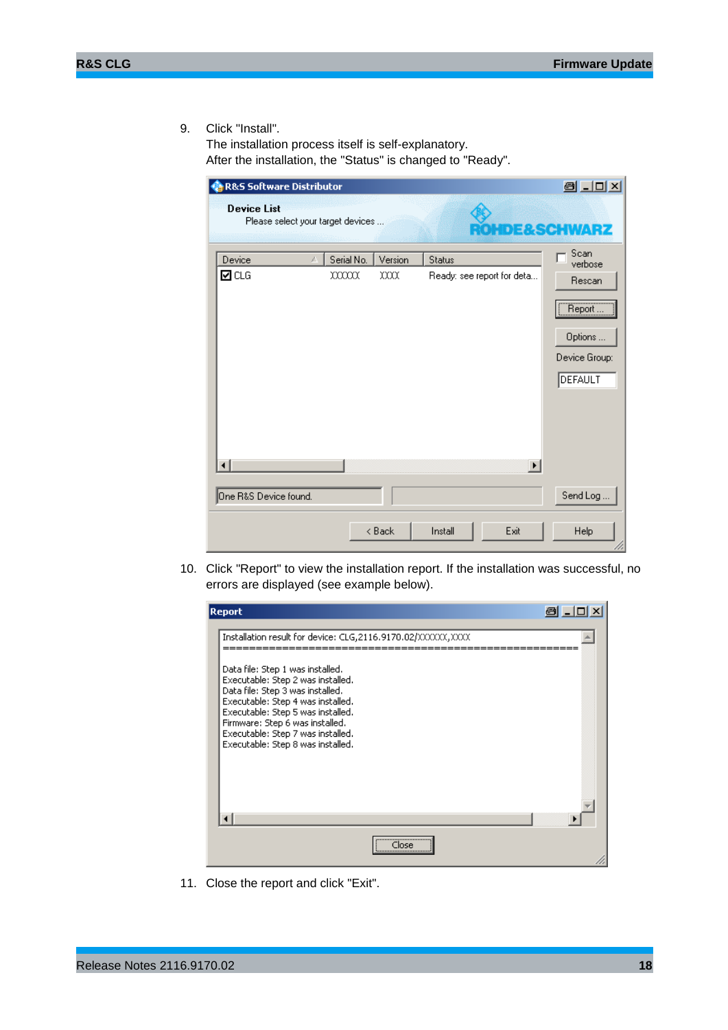9. Click "Install".
   The installation process itself is self-explanatory.
   After the installation, the "Status" is changed to "Ready".

10. Click "Report" to view the installation report. If the installation was successful, no errors are displayed (see example below).

11. Close the report and click "Exit".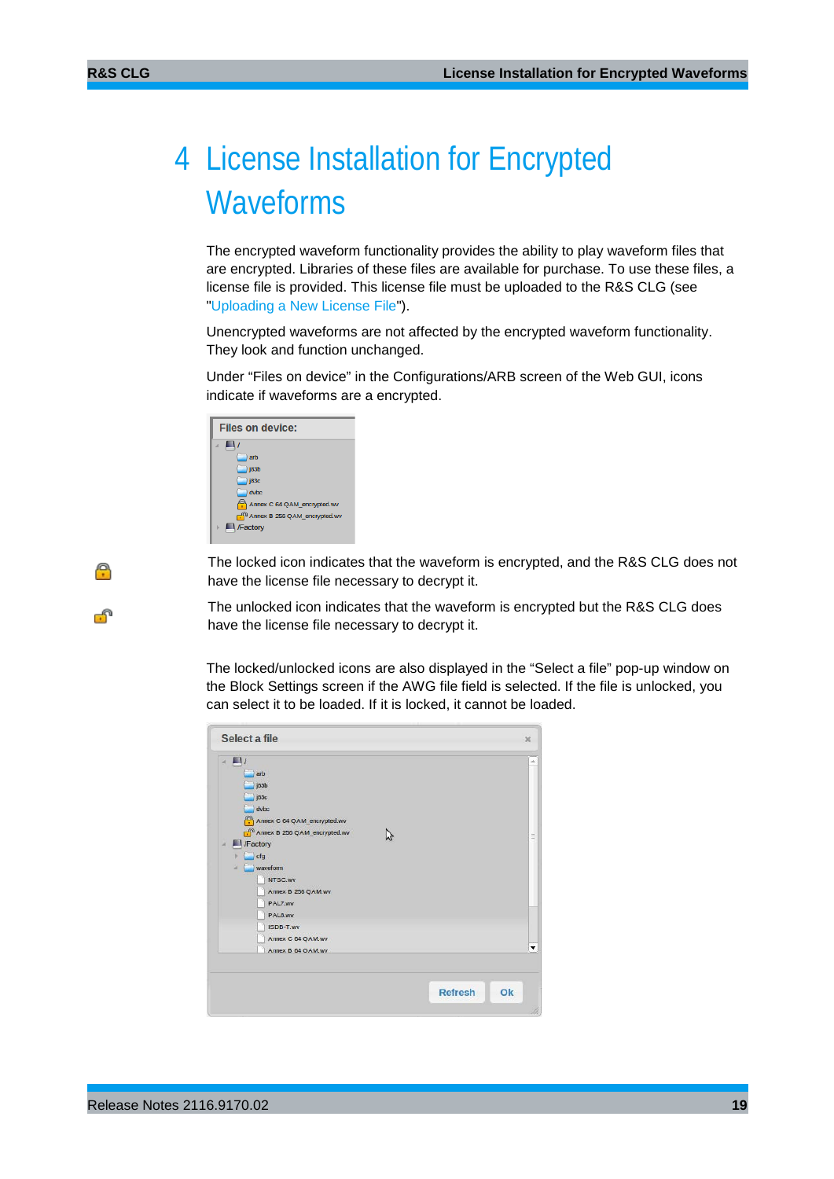# 4 License Installation for Encrypted Waveforms

The encrypted waveform functionality provides the ability to play waveform files that are encrypted. Libraries of these files are available for purchase. To use these files, a license file is provided. This license file must be uploaded to the R&S CLG (see "Uploading a New License File").

Unencrypted waveforms are not affected by the encrypted waveform functionality. They look and function unchanged.

Under “Files on device” in the Configurations/ARB screen of the Web GUI, icons indicate if waveforms are a encrypted.

The locked icon indicates that the waveform is encrypted, and the R&S CLG does not have the license file necessary to decrypt it.

The unlocked icon indicates that the waveform is encrypted but the R&S CLG does have the license file necessary to decrypt it.

The locked/unlocked icons are also displayed in the “Select a file” pop-up window on the Block Settings screen if the AWG file field is selected. If the file is unlocked, you can select it to be loaded. If it is locked, it cannot be loaded.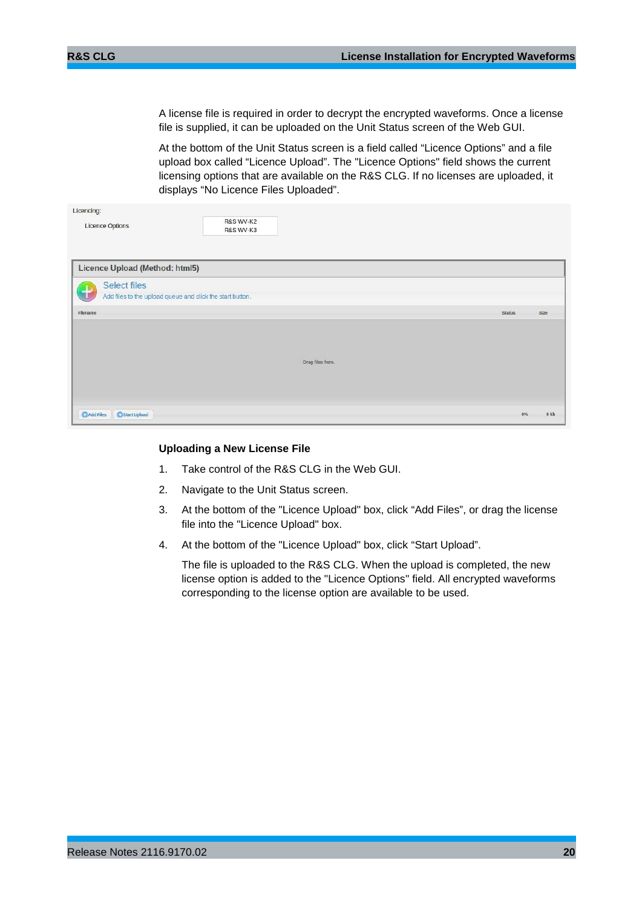A license file is required in order to decrypt the encrypted waveforms. Once a license file is supplied, it can be uploaded on the Unit Status screen of the Web GUI.

At the bottom of the Unit Status screen is a field called “Licence Options” and a file upload box called “Licence Upload”. The "Licence Options" field shows the current licensing options that are available on the R&S CLG. If no licenses are uploaded, it displays “No Licence Files Uploaded”.

Licencing:

Licence Options — R&S WV-K2, R&S WV-K3

Licence Upload (Method: html5)

Select files

Add files to the upload queue and click the start button.

| Filename | Status | Size |
|---|---|---|
| Drag files here. | | |

Add Files | Start Upload | 0% | 0 kb

### Uploading a New License File

1. Take control of the R&S CLG in the Web GUI.
2. Navigate to the Unit Status screen.
3. At the bottom of the "Licence Upload" box, click “Add Files”, or drag the license file into the "Licence Upload" box.
4. At the bottom of the "Licence Upload" box, click “Start Upload”.

   The file is uploaded to the R&S CLG. When the upload is completed, the new license option is added to the "Licence Options" field. All encrypted waveforms corresponding to the license option are available to be used.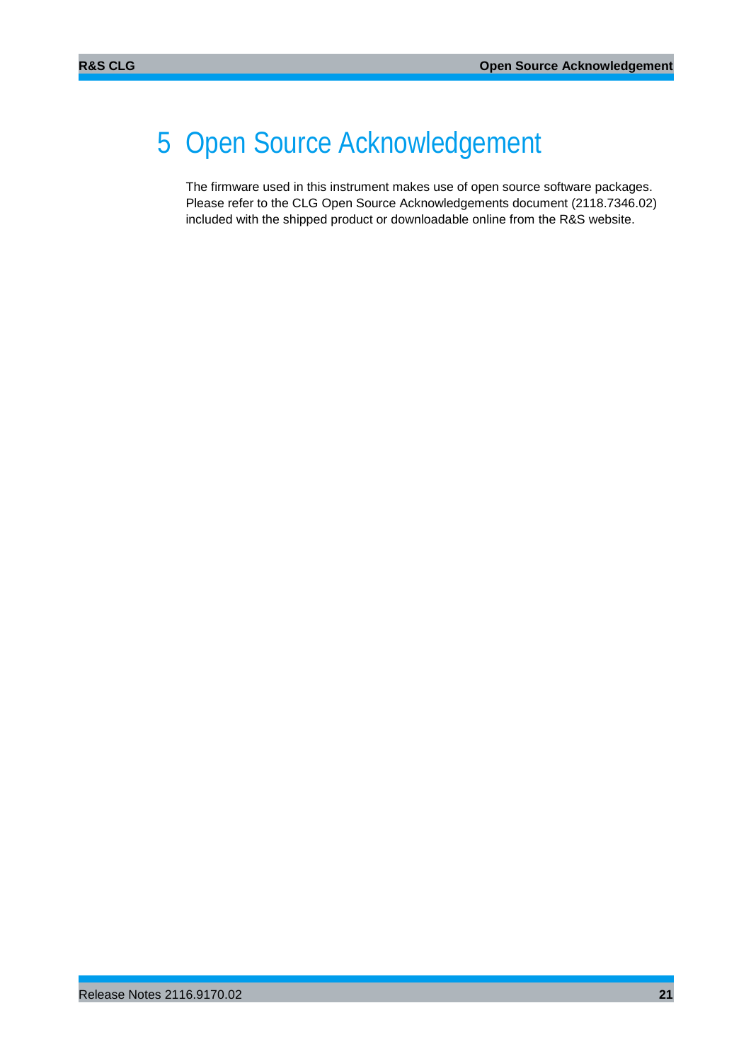# 5 Open Source Acknowledgement

The firmware used in this instrument makes use of open source software packages. Please refer to the CLG Open Source Acknowledgements document (2118.7346.02) included with the shipped product or downloadable online from the R&S website.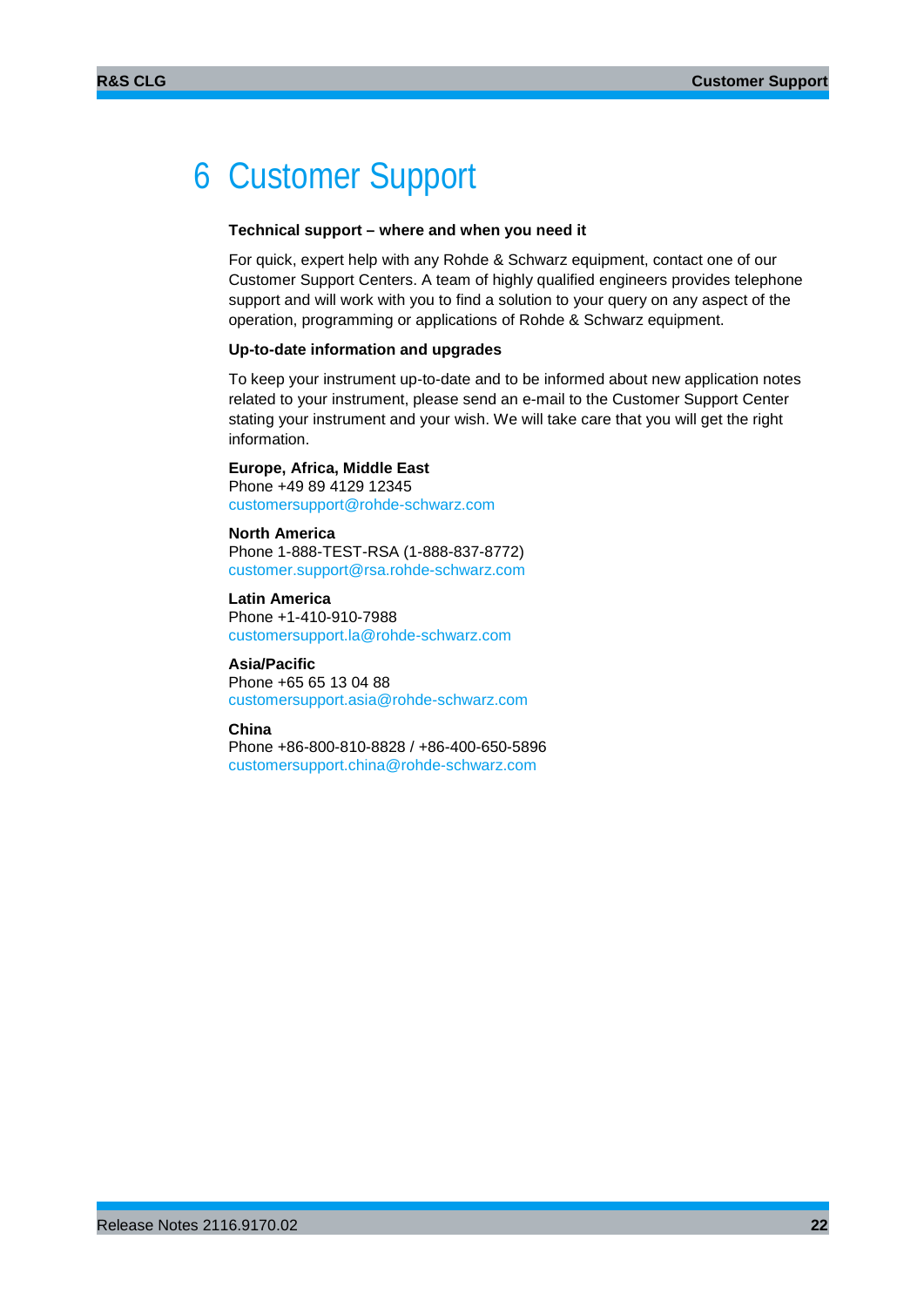# 6 Customer Support

**Technical support – where and when you need it**

For quick, expert help with any Rohde & Schwarz equipment, contact one of our Customer Support Centers. A team of highly qualified engineers provides telephone support and will work with you to find a solution to your query on any aspect of the operation, programming or applications of Rohde & Schwarz equipment.

**Up-to-date information and upgrades**

To keep your instrument up-to-date and to be informed about new application notes related to your instrument, please send an e-mail to the Customer Support Center stating your instrument and your wish. We will take care that you will get the right information.

**Europe, Africa, Middle East**
Phone +49 89 4129 12345
customersupport@rohde-schwarz.com

**North America**
Phone 1-888-TEST-RSA (1-888-837-8772)
customer.support@rsa.rohde-schwarz.com

**Latin America**
Phone +1-410-910-7988
customersupport.la@rohde-schwarz.com

**Asia/Pacific**
Phone +65 65 13 04 88
customersupport.asia@rohde-schwarz.com

**China**
Phone +86-800-810-8828 / +86-400-650-5896
customersupport.china@rohde-schwarz.com